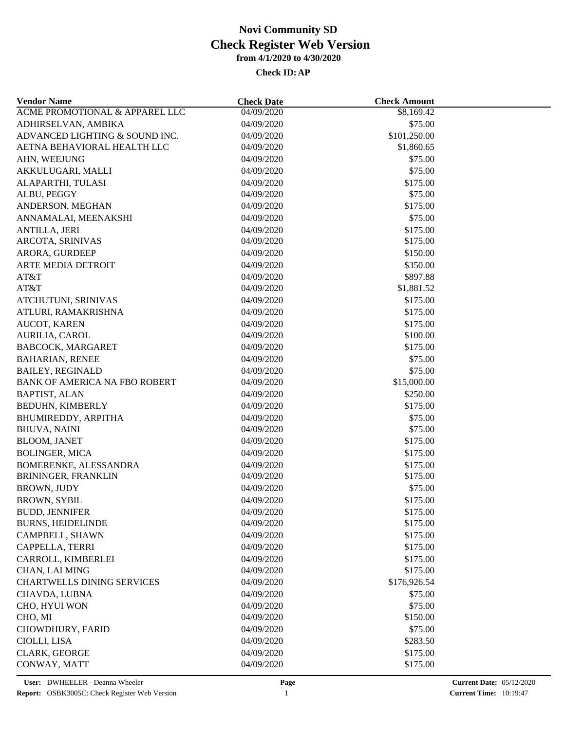# Novi Community SD
# Check Register Web Version
### from 4/1/2020 to 4/30/2020

**Check ID: AP**

| Vendor Name | Check Date | Check Amount |
|---|---|---|
| ACME PROMOTIONAL & APPAREL LLC | 04/09/2020 | $8,169.42 |
| ADHIRSELVAN, AMBIKA | 04/09/2020 | $75.00 |
| ADVANCED LIGHTING & SOUND INC. | 04/09/2020 | $101,250.00 |
| AETNA BEHAVIORAL HEALTH LLC | 04/09/2020 | $1,860.65 |
| AHN, WEEJUNG | 04/09/2020 | $75.00 |
| AKKULUGARI, MALLI | 04/09/2020 | $75.00 |
| ALAPARTHI, TULASI | 04/09/2020 | $175.00 |
| ALBU, PEGGY | 04/09/2020 | $75.00 |
| ANDERSON, MEGHAN | 04/09/2020 | $175.00 |
| ANNAMALAI, MEENAKSHI | 04/09/2020 | $75.00 |
| ANTILLA, JERI | 04/09/2020 | $175.00 |
| ARCOTA, SRINIVAS | 04/09/2020 | $175.00 |
| ARORA, GURDEEP | 04/09/2020 | $150.00 |
| ARTE MEDIA DETROIT | 04/09/2020 | $350.00 |
| AT&T | 04/09/2020 | $897.88 |
| AT&T | 04/09/2020 | $1,881.52 |
| ATCHUTUNI, SRINIVAS | 04/09/2020 | $175.00 |
| ATLURI, RAMAKRISHNA | 04/09/2020 | $175.00 |
| AUCOT, KAREN | 04/09/2020 | $175.00 |
| AURILIA, CAROL | 04/09/2020 | $100.00 |
| BABCOCK, MARGARET | 04/09/2020 | $175.00 |
| BAHARIAN, RENEE | 04/09/2020 | $75.00 |
| BAILEY, REGINALD | 04/09/2020 | $75.00 |
| BANK OF AMERICA NA FBO ROBERT | 04/09/2020 | $15,000.00 |
| BAPTIST, ALAN | 04/09/2020 | $250.00 |
| BEDUHN, KIMBERLY | 04/09/2020 | $175.00 |
| BHUMIREDDY, ARPITHA | 04/09/2020 | $75.00 |
| BHUVA, NAINI | 04/09/2020 | $75.00 |
| BLOOM, JANET | 04/09/2020 | $175.00 |
| BOLINGER, MICA | 04/09/2020 | $175.00 |
| BOMERENKE, ALESSANDRA | 04/09/2020 | $175.00 |
| BRININGER, FRANKLIN | 04/09/2020 | $175.00 |
| BROWN, JUDY | 04/09/2020 | $75.00 |
| BROWN, SYBIL | 04/09/2020 | $175.00 |
| BUDD, JENNIFER | 04/09/2020 | $175.00 |
| BURNS, HEIDELINDE | 04/09/2020 | $175.00 |
| CAMPBELL, SHAWN | 04/09/2020 | $175.00 |
| CAPPELLA, TERRI | 04/09/2020 | $175.00 |
| CARROLL, KIMBERLEI | 04/09/2020 | $175.00 |
| CHAN, LAI MING | 04/09/2020 | $175.00 |
| CHARTWELLS DINING SERVICES | 04/09/2020 | $176,926.54 |
| CHAVDA, LUBNA | 04/09/2020 | $75.00 |
| CHO, HYUI WON | 04/09/2020 | $75.00 |
| CHO, MI | 04/09/2020 | $150.00 |
| CHOWDHURY, FARID | 04/09/2020 | $75.00 |
| CIOLLI, LISA | 04/09/2020 | $283.50 |
| CLARK, GEORGE | 04/09/2020 | $175.00 |
| CONWAY, MATT | 04/09/2020 | $175.00 |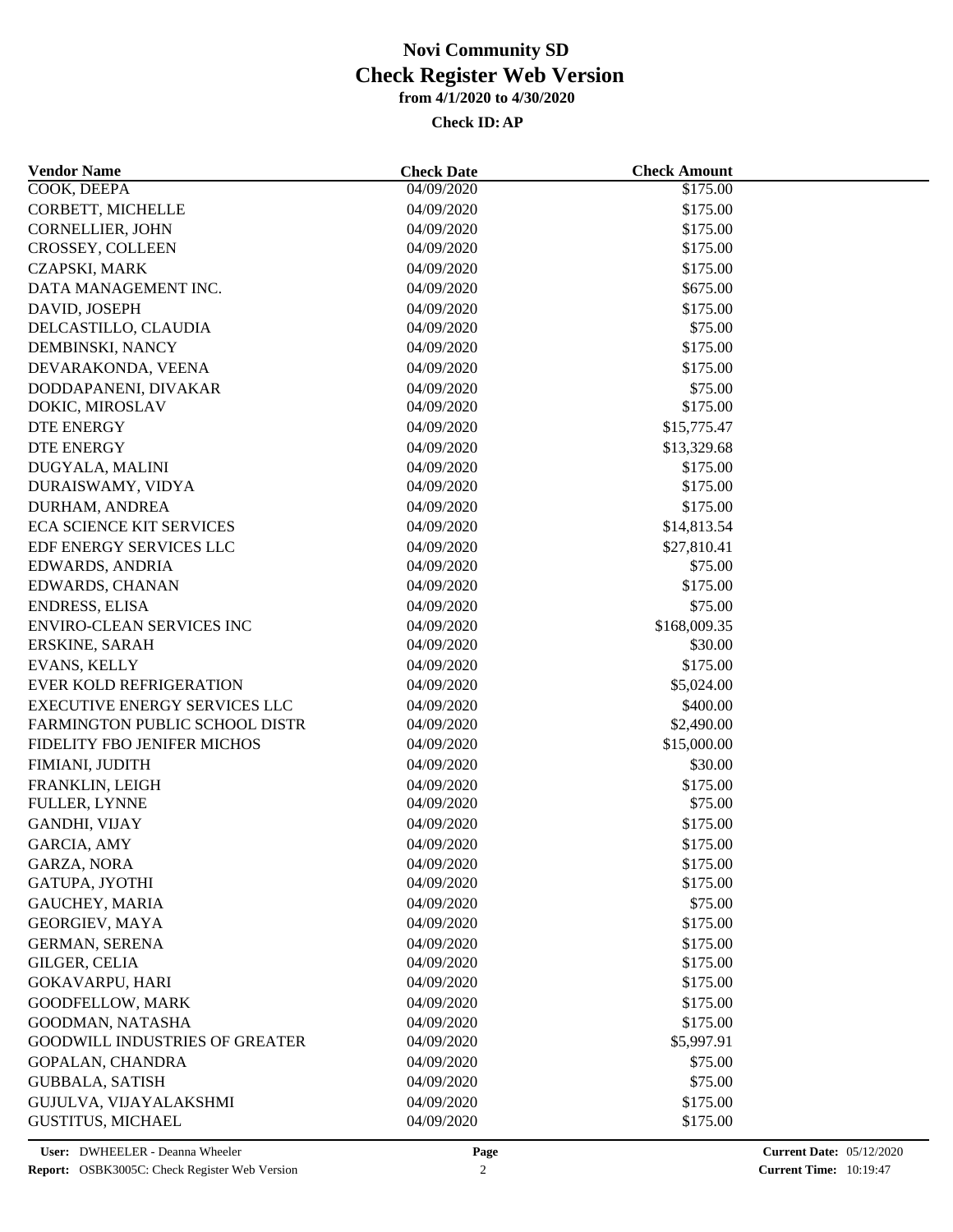# Novi Community SD
## Check Register Web Version
### from 4/1/2020 to 4/30/2020

**Check ID: AP**

| Vendor Name | Check Date | Check Amount |
|---|---|---|
| COOK, DEEPA | 04/09/2020 | $175.00 |
| CORBETT, MICHELLE | 04/09/2020 | $175.00 |
| CORNELLIER, JOHN | 04/09/2020 | $175.00 |
| CROSSEY, COLLEEN | 04/09/2020 | $175.00 |
| CZAPSKI, MARK | 04/09/2020 | $175.00 |
| DATA MANAGEMENT INC. | 04/09/2020 | $675.00 |
| DAVID, JOSEPH | 04/09/2020 | $175.00 |
| DELCASTILLO, CLAUDIA | 04/09/2020 | $75.00 |
| DEMBINSKI, NANCY | 04/09/2020 | $175.00 |
| DEVARAKONDA, VEENA | 04/09/2020 | $175.00 |
| DODDAPANENI, DIVAKAR | 04/09/2020 | $75.00 |
| DOKIC, MIROSLAV | 04/09/2020 | $175.00 |
| DTE ENERGY | 04/09/2020 | $15,775.47 |
| DTE ENERGY | 04/09/2020 | $13,329.68 |
| DUGYALA, MALINI | 04/09/2020 | $175.00 |
| DURAISWAMY, VIDYA | 04/09/2020 | $175.00 |
| DURHAM, ANDREA | 04/09/2020 | $175.00 |
| ECA SCIENCE KIT SERVICES | 04/09/2020 | $14,813.54 |
| EDF ENERGY SERVICES LLC | 04/09/2020 | $27,810.41 |
| EDWARDS, ANDRIA | 04/09/2020 | $75.00 |
| EDWARDS, CHANAN | 04/09/2020 | $175.00 |
| ENDRESS, ELISA | 04/09/2020 | $75.00 |
| ENVIRO-CLEAN SERVICES INC | 04/09/2020 | $168,009.35 |
| ERSKINE, SARAH | 04/09/2020 | $30.00 |
| EVANS, KELLY | 04/09/2020 | $175.00 |
| EVER KOLD REFRIGERATION | 04/09/2020 | $5,024.00 |
| EXECUTIVE ENERGY SERVICES LLC | 04/09/2020 | $400.00 |
| FARMINGTON PUBLIC SCHOOL DISTR | 04/09/2020 | $2,490.00 |
| FIDELITY FBO JENIFER MICHOS | 04/09/2020 | $15,000.00 |
| FIMIANI, JUDITH | 04/09/2020 | $30.00 |
| FRANKLIN, LEIGH | 04/09/2020 | $175.00 |
| FULLER, LYNNE | 04/09/2020 | $75.00 |
| GANDHI, VIJAY | 04/09/2020 | $175.00 |
| GARCIA, AMY | 04/09/2020 | $175.00 |
| GARZA, NORA | 04/09/2020 | $175.00 |
| GATUPA, JYOTHI | 04/09/2020 | $175.00 |
| GAUCHEY, MARIA | 04/09/2020 | $75.00 |
| GEORGIEV, MAYA | 04/09/2020 | $175.00 |
| GERMAN, SERENA | 04/09/2020 | $175.00 |
| GILGER, CELIA | 04/09/2020 | $175.00 |
| GOKAVARPU, HARI | 04/09/2020 | $175.00 |
| GOODFELLOW, MARK | 04/09/2020 | $175.00 |
| GOODMAN, NATASHA | 04/09/2020 | $175.00 |
| GOODWILL INDUSTRIES OF GREATER | 04/09/2020 | $5,997.91 |
| GOPALAN, CHANDRA | 04/09/2020 | $75.00 |
| GUBBALA, SATISH | 04/09/2020 | $75.00 |
| GUJULVA, VIJAYALAKSHMI | 04/09/2020 | $175.00 |
| GUSTITUS, MICHAEL | 04/09/2020 | $175.00 |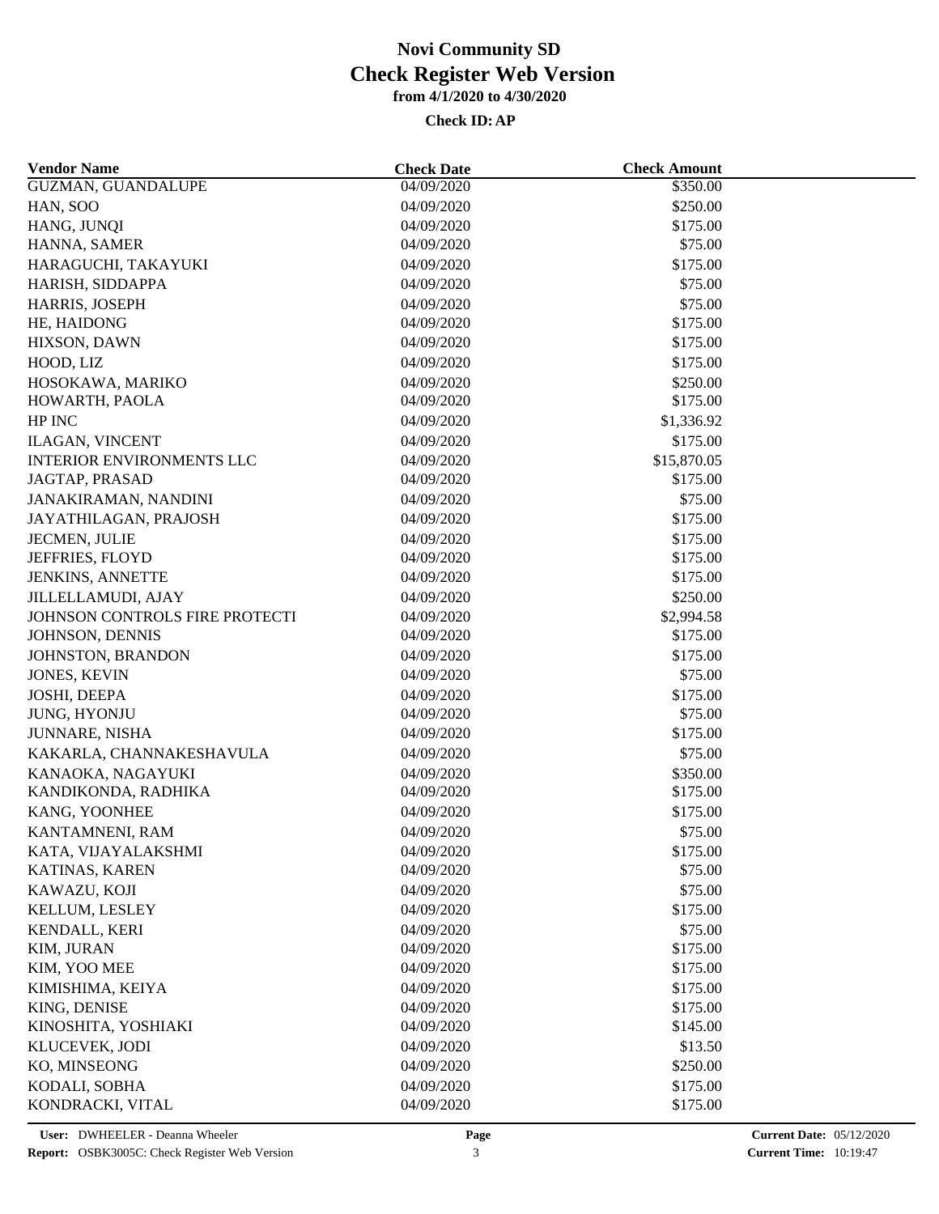# Novi Community SD
## Check Register Web Version
### from 4/1/2020 to 4/30/2020

**Check ID: AP**

| Vendor Name | Check Date | Check Amount |
|---|---|---|
| GUZMAN, GUANDALUPE | 04/09/2020 | $350.00 |
| HAN, SOO | 04/09/2020 | $250.00 |
| HANG, JUNQI | 04/09/2020 | $175.00 |
| HANNA, SAMER | 04/09/2020 | $75.00 |
| HARAGUCHI, TAKAYUKI | 04/09/2020 | $175.00 |
| HARISH, SIDDAPPA | 04/09/2020 | $75.00 |
| HARRIS, JOSEPH | 04/09/2020 | $75.00 |
| HE, HAIDONG | 04/09/2020 | $175.00 |
| HIXSON, DAWN | 04/09/2020 | $175.00 |
| HOOD, LIZ | 04/09/2020 | $175.00 |
| HOSOKAWA, MARIKO | 04/09/2020 | $250.00 |
| HOWARTH, PAOLA | 04/09/2020 | $175.00 |
| HP INC | 04/09/2020 | $1,336.92 |
| ILAGAN, VINCENT | 04/09/2020 | $175.00 |
| INTERIOR ENVIRONMENTS LLC | 04/09/2020 | $15,870.05 |
| JAGTAP, PRASAD | 04/09/2020 | $175.00 |
| JANAKIRAMAN, NANDINI | 04/09/2020 | $75.00 |
| JAYATHILAGAN, PRAJOSH | 04/09/2020 | $175.00 |
| JECMEN, JULIE | 04/09/2020 | $175.00 |
| JEFFRIES, FLOYD | 04/09/2020 | $175.00 |
| JENKINS, ANNETTE | 04/09/2020 | $175.00 |
| JILLELLAMUDI, AJAY | 04/09/2020 | $250.00 |
| JOHNSON CONTROLS FIRE PROTECTI | 04/09/2020 | $2,994.58 |
| JOHNSON, DENNIS | 04/09/2020 | $175.00 |
| JOHNSTON, BRANDON | 04/09/2020 | $175.00 |
| JONES, KEVIN | 04/09/2020 | $75.00 |
| JOSHI, DEEPA | 04/09/2020 | $175.00 |
| JUNG, HYONJU | 04/09/2020 | $75.00 |
| JUNNARE, NISHA | 04/09/2020 | $175.00 |
| KAKARLA, CHANNAKESHAVULA | 04/09/2020 | $75.00 |
| KANAOKA, NAGAYUKI | 04/09/2020 | $350.00 |
| KANDIKONDA, RADHIKA | 04/09/2020 | $175.00 |
| KANG, YOONHEE | 04/09/2020 | $175.00 |
| KANTAMNENI, RAM | 04/09/2020 | $75.00 |
| KATA, VIJAYALAKSHMI | 04/09/2020 | $175.00 |
| KATINAS, KAREN | 04/09/2020 | $75.00 |
| KAWAZU, KOJI | 04/09/2020 | $75.00 |
| KELLUM, LESLEY | 04/09/2020 | $175.00 |
| KENDALL, KERI | 04/09/2020 | $75.00 |
| KIM, JURAN | 04/09/2020 | $175.00 |
| KIM, YOO MEE | 04/09/2020 | $175.00 |
| KIMISHIMA, KEIYA | 04/09/2020 | $175.00 |
| KING, DENISE | 04/09/2020 | $175.00 |
| KINOSHITA, YOSHIAKI | 04/09/2020 | $145.00 |
| KLUCEVEK, JODI | 04/09/2020 | $13.50 |
| KO, MINSEONG | 04/09/2020 | $250.00 |
| KODALI, SOBHA | 04/09/2020 | $175.00 |
| KONDRACKI, VITAL | 04/09/2020 | $175.00 |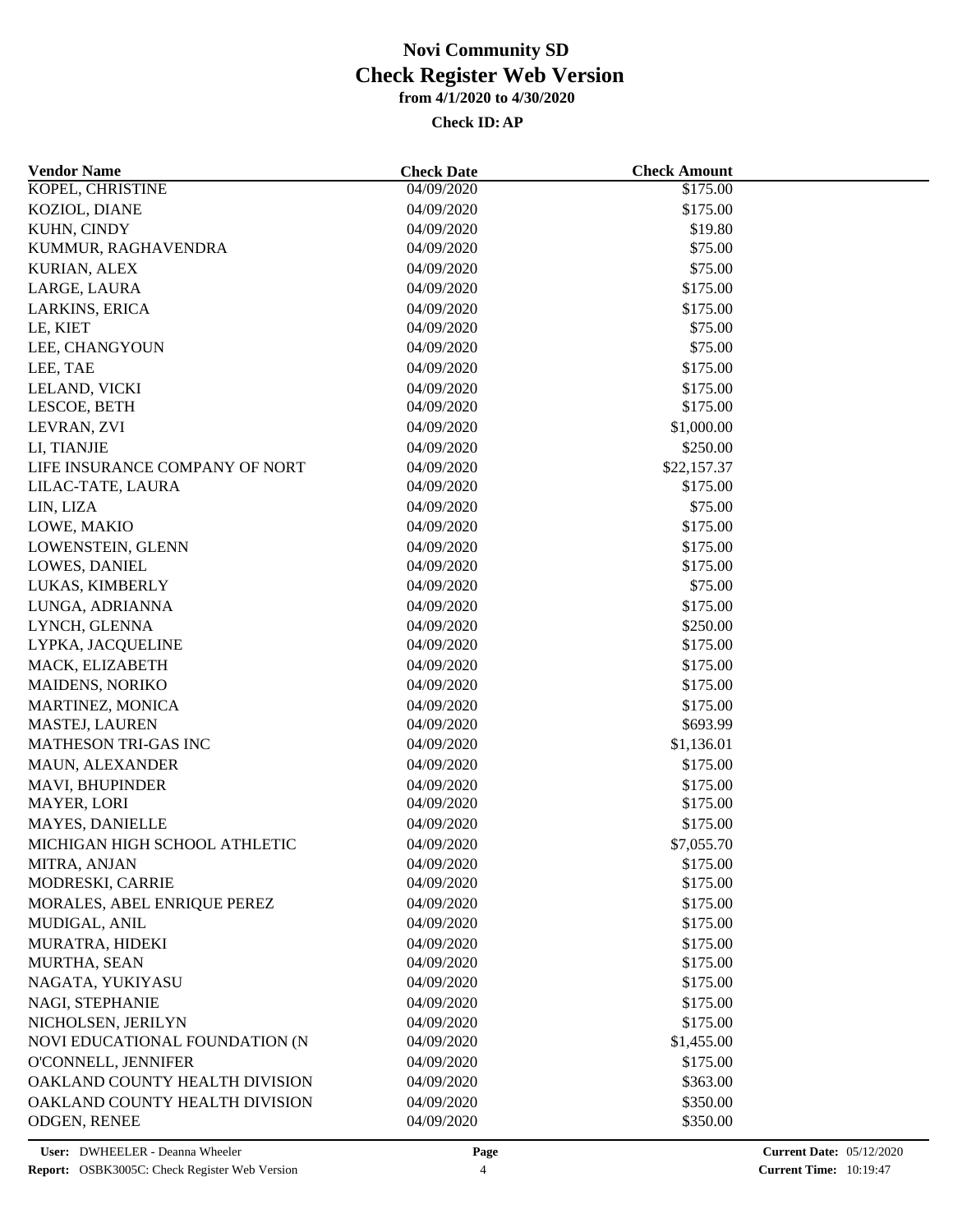# Novi Community SD
## Check Register Web Version
### from 4/1/2020 to 4/30/2020

**Check ID: AP**

| Vendor Name | Check Date | Check Amount |
|---|---|---|
| KOPEL, CHRISTINE | 04/09/2020 | \$175.00 |
| KOZIOL, DIANE | 04/09/2020 | \$175.00 |
| KUHN, CINDY | 04/09/2020 | \$19.80 |
| KUMMUR, RAGHAVENDRA | 04/09/2020 | \$75.00 |
| KURIAN, ALEX | 04/09/2020 | \$75.00 |
| LARGE, LAURA | 04/09/2020 | \$175.00 |
| LARKINS, ERICA | 04/09/2020 | \$175.00 |
| LE, KIET | 04/09/2020 | \$75.00 |
| LEE, CHANGYOUN | 04/09/2020 | \$75.00 |
| LEE, TAE | 04/09/2020 | \$175.00 |
| LELAND, VICKI | 04/09/2020 | \$175.00 |
| LESCOE, BETH | 04/09/2020 | \$175.00 |
| LEVRAN, ZVI | 04/09/2020 | \$1,000.00 |
| LI, TIANJIE | 04/09/2020 | \$250.00 |
| LIFE INSURANCE COMPANY OF NORT | 04/09/2020 | \$22,157.37 |
| LILAC-TATE, LAURA | 04/09/2020 | \$175.00 |
| LIN, LIZA | 04/09/2020 | \$75.00 |
| LOWE, MAKIO | 04/09/2020 | \$175.00 |
| LOWENSTEIN, GLENN | 04/09/2020 | \$175.00 |
| LOWES, DANIEL | 04/09/2020 | \$175.00 |
| LUKAS, KIMBERLY | 04/09/2020 | \$75.00 |
| LUNGA, ADRIANNA | 04/09/2020 | \$175.00 |
| LYNCH, GLENNA | 04/09/2020 | \$250.00 |
| LYPKA, JACQUELINE | 04/09/2020 | \$175.00 |
| MACK, ELIZABETH | 04/09/2020 | \$175.00 |
| MAIDENS, NORIKO | 04/09/2020 | \$175.00 |
| MARTINEZ, MONICA | 04/09/2020 | \$175.00 |
| MASTEJ, LAUREN | 04/09/2020 | \$693.99 |
| MATHESON TRI-GAS INC | 04/09/2020 | \$1,136.01 |
| MAUN, ALEXANDER | 04/09/2020 | \$175.00 |
| MAVI, BHUPINDER | 04/09/2020 | \$175.00 |
| MAYER, LORI | 04/09/2020 | \$175.00 |
| MAYES, DANIELLE | 04/09/2020 | \$175.00 |
| MICHIGAN HIGH SCHOOL ATHLETIC | 04/09/2020 | \$7,055.70 |
| MITRA, ANJAN | 04/09/2020 | \$175.00 |
| MODRESKI, CARRIE | 04/09/2020 | \$175.00 |
| MORALES, ABEL ENRIQUE PEREZ | 04/09/2020 | \$175.00 |
| MUDIGAL, ANIL | 04/09/2020 | \$175.00 |
| MURATRA, HIDEKI | 04/09/2020 | \$175.00 |
| MURTHA, SEAN | 04/09/2020 | \$175.00 |
| NAGATA, YUKIYASU | 04/09/2020 | \$175.00 |
| NAGI, STEPHANIE | 04/09/2020 | \$175.00 |
| NICHOLSEN, JERILYN | 04/09/2020 | \$175.00 |
| NOVI EDUCATIONAL FOUNDATION (N | 04/09/2020 | \$1,455.00 |
| O'CONNELL, JENNIFER | 04/09/2020 | \$175.00 |
| OAKLAND COUNTY HEALTH DIVISION | 04/09/2020 | \$363.00 |
| OAKLAND COUNTY HEALTH DIVISION | 04/09/2020 | \$350.00 |
| ODGEN, RENEE | 04/09/2020 | \$350.00 |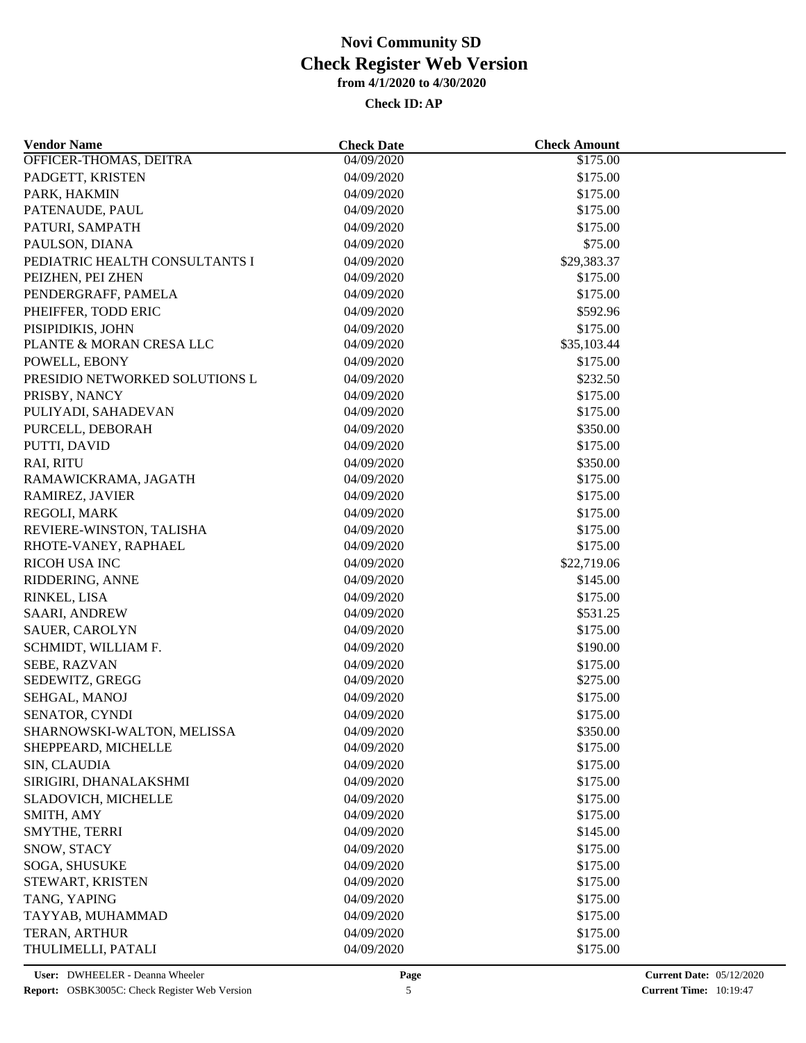# Novi Community SD
## Check Register Web Version
### from 4/1/2020 to 4/30/2020

**Check ID: AP**

| Vendor Name | Check Date | Check Amount |
|---|---|---|
| OFFICER-THOMAS, DEITRA | 04/09/2020 | $175.00 |
| PADGETT, KRISTEN | 04/09/2020 | $175.00 |
| PARK, HAKMIN | 04/09/2020 | $175.00 |
| PATENAUDE, PAUL | 04/09/2020 | $175.00 |
| PATURI, SAMPATH | 04/09/2020 | $175.00 |
| PAULSON, DIANA | 04/09/2020 | $75.00 |
| PEDIATRIC HEALTH CONSULTANTS I | 04/09/2020 | $29,383.37 |
| PEIZHEN, PEI ZHEN | 04/09/2020 | $175.00 |
| PENDERGRAFF, PAMELA | 04/09/2020 | $175.00 |
| PHEIFFER, TODD ERIC | 04/09/2020 | $592.96 |
| PISIPIDIKIS, JOHN | 04/09/2020 | $175.00 |
| PLANTE & MORAN CRESA LLC | 04/09/2020 | $35,103.44 |
| POWELL, EBONY | 04/09/2020 | $175.00 |
| PRESIDIO NETWORKED SOLUTIONS L | 04/09/2020 | $232.50 |
| PRISBY, NANCY | 04/09/2020 | $175.00 |
| PULIYADI, SAHADEVAN | 04/09/2020 | $175.00 |
| PURCELL, DEBORAH | 04/09/2020 | $350.00 |
| PUTTI, DAVID | 04/09/2020 | $175.00 |
| RAI, RITU | 04/09/2020 | $350.00 |
| RAMAWICKRAMA, JAGATH | 04/09/2020 | $175.00 |
| RAMIREZ, JAVIER | 04/09/2020 | $175.00 |
| REGOLI, MARK | 04/09/2020 | $175.00 |
| REVIERE-WINSTON, TALISHA | 04/09/2020 | $175.00 |
| RHOTE-VANEY, RAPHAEL | 04/09/2020 | $175.00 |
| RICOH USA INC | 04/09/2020 | $22,719.06 |
| RIDDERING, ANNE | 04/09/2020 | $145.00 |
| RINKEL, LISA | 04/09/2020 | $175.00 |
| SAARI, ANDREW | 04/09/2020 | $531.25 |
| SAUER, CAROLYN | 04/09/2020 | $175.00 |
| SCHMIDT, WILLIAM F. | 04/09/2020 | $190.00 |
| SEBE, RAZVAN | 04/09/2020 | $175.00 |
| SEDEWITZ, GREGG | 04/09/2020 | $275.00 |
| SEHGAL, MANOJ | 04/09/2020 | $175.00 |
| SENATOR, CYNDI | 04/09/2020 | $175.00 |
| SHARNOWSKI-WALTON, MELISSA | 04/09/2020 | $350.00 |
| SHEPPEARD, MICHELLE | 04/09/2020 | $175.00 |
| SIN, CLAUDIA | 04/09/2020 | $175.00 |
| SIRIGIRI, DHANALAKSHMI | 04/09/2020 | $175.00 |
| SLADOVICH, MICHELLE | 04/09/2020 | $175.00 |
| SMITH, AMY | 04/09/2020 | $175.00 |
| SMYTHE, TERRI | 04/09/2020 | $145.00 |
| SNOW, STACY | 04/09/2020 | $175.00 |
| SOGA, SHUSUKE | 04/09/2020 | $175.00 |
| STEWART, KRISTEN | 04/09/2020 | $175.00 |
| TANG, YAPING | 04/09/2020 | $175.00 |
| TAYYAB, MUHAMMAD | 04/09/2020 | $175.00 |
| TERAN, ARTHUR | 04/09/2020 | $175.00 |
| THULIMELLI, PATALI | 04/09/2020 | $175.00 |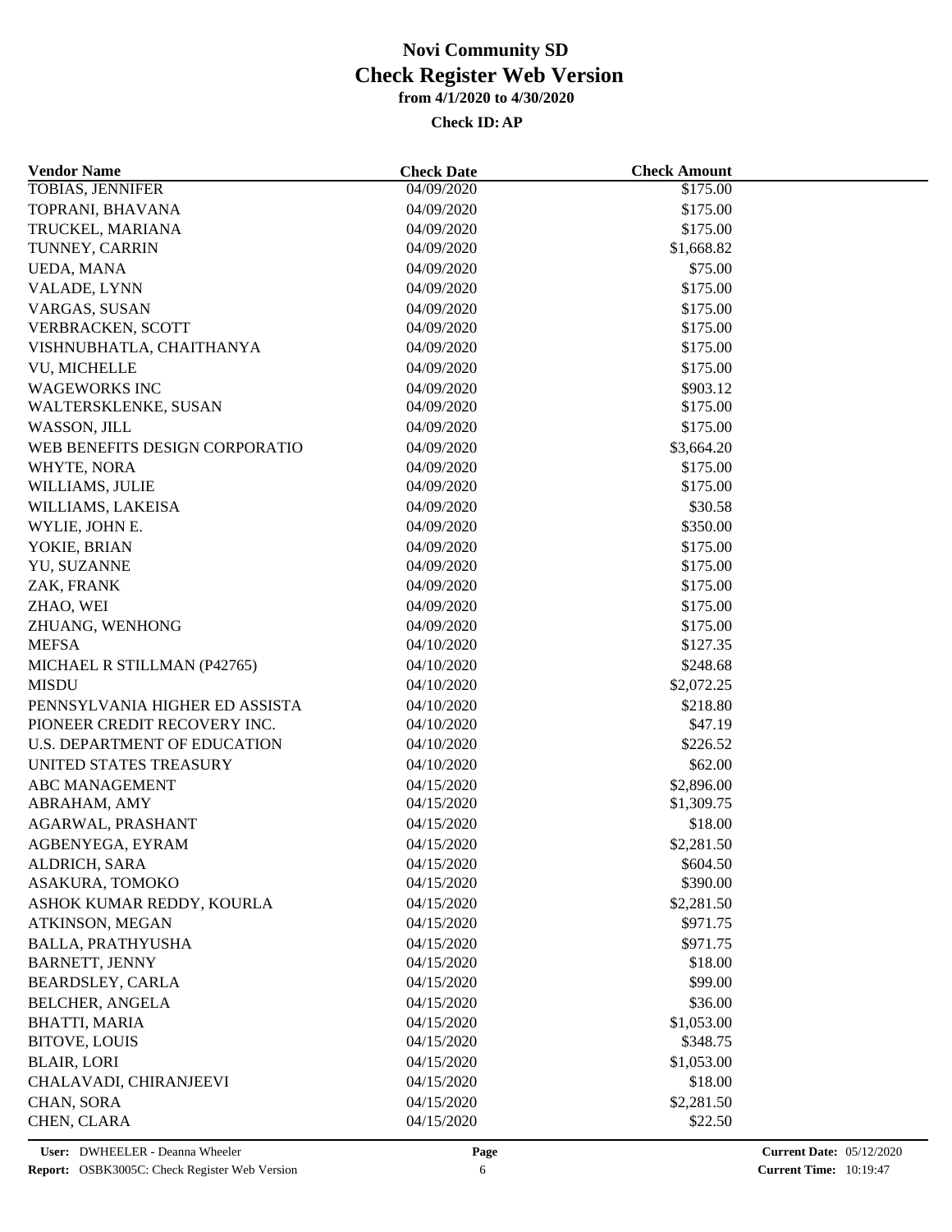# Novi Community SD
## Check Register Web Version
### from 4/1/2020 to 4/30/2020

**Check ID: AP**

| Vendor Name | Check Date | Check Amount |
|---|---|---|
| TOBIAS, JENNIFER | 04/09/2020 | $175.00 |
| TOPRANI, BHAVANA | 04/09/2020 | $175.00 |
| TRUCKEL, MARIANA | 04/09/2020 | $175.00 |
| TUNNEY, CARRIN | 04/09/2020 | $1,668.82 |
| UEDA, MANA | 04/09/2020 | $75.00 |
| VALADE, LYNN | 04/09/2020 | $175.00 |
| VARGAS, SUSAN | 04/09/2020 | $175.00 |
| VERBRACKEN, SCOTT | 04/09/2020 | $175.00 |
| VISHNUBHATLA, CHAITHANYA | 04/09/2020 | $175.00 |
| VU, MICHELLE | 04/09/2020 | $175.00 |
| WAGEWORKS INC | 04/09/2020 | $903.12 |
| WALTERSKLENKE, SUSAN | 04/09/2020 | $175.00 |
| WASSON, JILL | 04/09/2020 | $175.00 |
| WEB BENEFITS DESIGN CORPORATIO | 04/09/2020 | $3,664.20 |
| WHYTE, NORA | 04/09/2020 | $175.00 |
| WILLIAMS, JULIE | 04/09/2020 | $175.00 |
| WILLIAMS, LAKEISA | 04/09/2020 | $30.58 |
| WYLIE, JOHN E. | 04/09/2020 | $350.00 |
| YOKIE, BRIAN | 04/09/2020 | $175.00 |
| YU, SUZANNE | 04/09/2020 | $175.00 |
| ZAK, FRANK | 04/09/2020 | $175.00 |
| ZHAO, WEI | 04/09/2020 | $175.00 |
| ZHUANG, WENHONG | 04/09/2020 | $175.00 |
| MEFSA | 04/10/2020 | $127.35 |
| MICHAEL R STILLMAN (P42765) | 04/10/2020 | $248.68 |
| MISDU | 04/10/2020 | $2,072.25 |
| PENNSYLVANIA HIGHER ED ASSISTA | 04/10/2020 | $218.80 |
| PIONEER CREDIT RECOVERY INC. | 04/10/2020 | $47.19 |
| U.S. DEPARTMENT OF EDUCATION | 04/10/2020 | $226.52 |
| UNITED STATES TREASURY | 04/10/2020 | $62.00 |
| ABC MANAGEMENT | 04/15/2020 | $2,896.00 |
| ABRAHAM, AMY | 04/15/2020 | $1,309.75 |
| AGARWAL, PRASHANT | 04/15/2020 | $18.00 |
| AGBENYEGA, EYRAM | 04/15/2020 | $2,281.50 |
| ALDRICH, SARA | 04/15/2020 | $604.50 |
| ASAKURA, TOMOKO | 04/15/2020 | $390.00 |
| ASHOK KUMAR REDDY, KOURLA | 04/15/2020 | $2,281.50 |
| ATKINSON, MEGAN | 04/15/2020 | $971.75 |
| BALLA, PRATHYUSHA | 04/15/2020 | $971.75 |
| BARNETT, JENNY | 04/15/2020 | $18.00 |
| BEARDSLEY, CARLA | 04/15/2020 | $99.00 |
| BELCHER, ANGELA | 04/15/2020 | $36.00 |
| BHATTI, MARIA | 04/15/2020 | $1,053.00 |
| BITOVE, LOUIS | 04/15/2020 | $348.75 |
| BLAIR, LORI | 04/15/2020 | $1,053.00 |
| CHALAVADI, CHIRANJEEVI | 04/15/2020 | $18.00 |
| CHAN, SORA | 04/15/2020 | $2,281.50 |
| CHEN, CLARA | 04/15/2020 | $22.50 |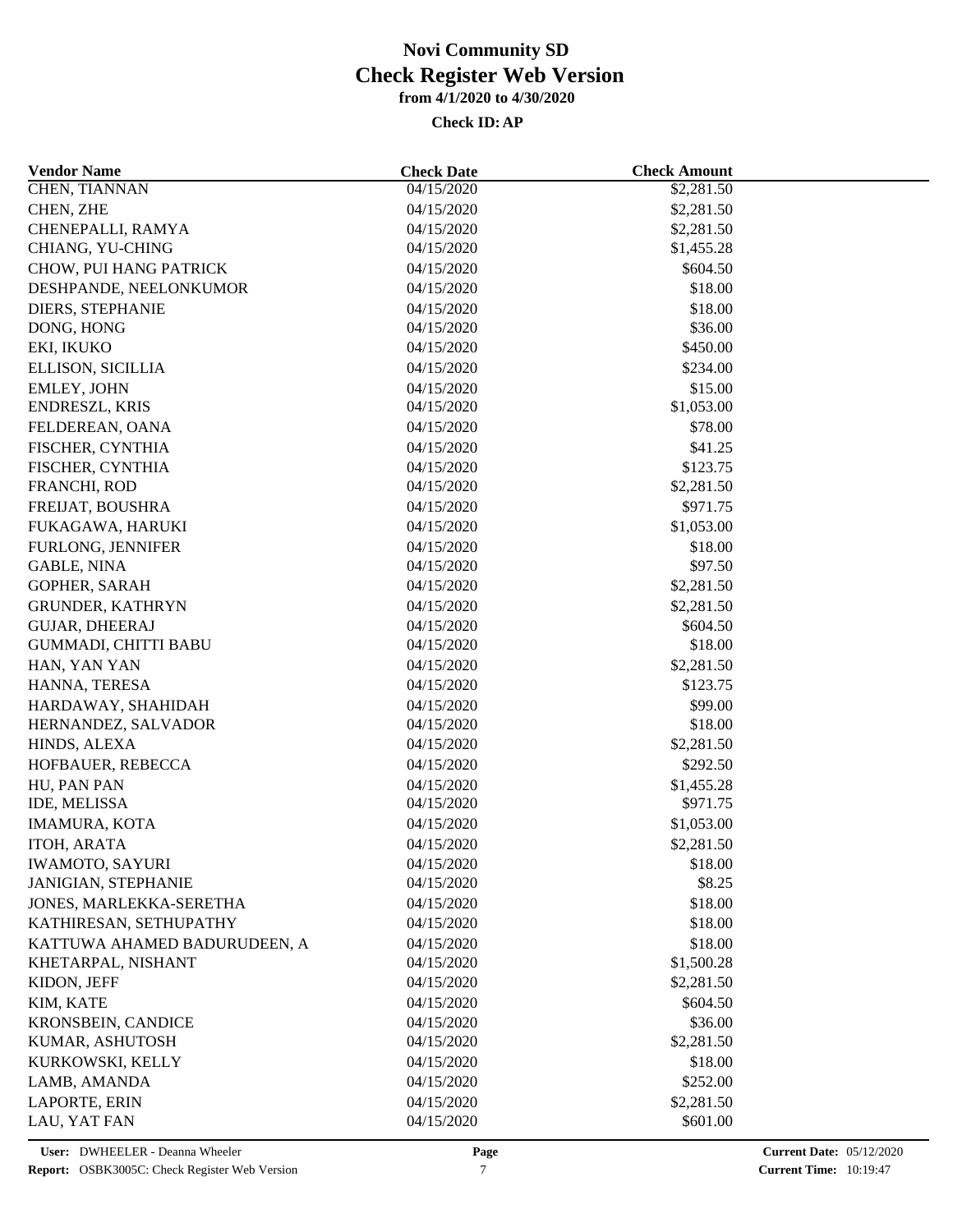# Novi Community SD
## Check Register Web Version
### from 4/1/2020 to 4/30/2020

**Check ID: AP**

| Vendor Name | Check Date | Check Amount |
|---|---|---|
| CHEN, TIANNAN | 04/15/2020 | $2,281.50 |
| CHEN, ZHE | 04/15/2020 | $2,281.50 |
| CHENEPALLI, RAMYA | 04/15/2020 | $2,281.50 |
| CHIANG, YU-CHING | 04/15/2020 | $1,455.28 |
| CHOW, PUI HANG PATRICK | 04/15/2020 | $604.50 |
| DESHPANDE, NEELONKUMOR | 04/15/2020 | $18.00 |
| DIERS, STEPHANIE | 04/15/2020 | $18.00 |
| DONG, HONG | 04/15/2020 | $36.00 |
| EKI, IKUKO | 04/15/2020 | $450.00 |
| ELLISON, SICILLIA | 04/15/2020 | $234.00 |
| EMLEY, JOHN | 04/15/2020 | $15.00 |
| ENDRESZL, KRIS | 04/15/2020 | $1,053.00 |
| FELDEREAN, OANA | 04/15/2020 | $78.00 |
| FISCHER, CYNTHIA | 04/15/2020 | $41.25 |
| FISCHER, CYNTHIA | 04/15/2020 | $123.75 |
| FRANCHI, ROD | 04/15/2020 | $2,281.50 |
| FREIJAT, BOUSHRA | 04/15/2020 | $971.75 |
| FUKAGAWA, HARUKI | 04/15/2020 | $1,053.00 |
| FURLONG, JENNIFER | 04/15/2020 | $18.00 |
| GABLE, NINA | 04/15/2020 | $97.50 |
| GOPHER, SARAH | 04/15/2020 | $2,281.50 |
| GRUNDER, KATHRYN | 04/15/2020 | $2,281.50 |
| GUJAR, DHEERAJ | 04/15/2020 | $604.50 |
| GUMMADI, CHITTI BABU | 04/15/2020 | $18.00 |
| HAN, YAN YAN | 04/15/2020 | $2,281.50 |
| HANNA, TERESA | 04/15/2020 | $123.75 |
| HARDAWAY, SHAHIDAH | 04/15/2020 | $99.00 |
| HERNANDEZ, SALVADOR | 04/15/2020 | $18.00 |
| HINDS, ALEXA | 04/15/2020 | $2,281.50 |
| HOFBAUER, REBECCA | 04/15/2020 | $292.50 |
| HU, PAN PAN | 04/15/2020 | $1,455.28 |
| IDE, MELISSA | 04/15/2020 | $971.75 |
| IMAMURA, KOTA | 04/15/2020 | $1,053.00 |
| ITOH, ARATA | 04/15/2020 | $2,281.50 |
| IWAMOTO, SAYURI | 04/15/2020 | $18.00 |
| JANIGIAN, STEPHANIE | 04/15/2020 | $8.25 |
| JONES, MARLEKKA-SERETHA | 04/15/2020 | $18.00 |
| KATHIRESAN, SETHUPATHY | 04/15/2020 | $18.00 |
| KATTUWA AHAMED BADURUDEEN, A | 04/15/2020 | $18.00 |
| KHETARPAL, NISHANT | 04/15/2020 | $1,500.28 |
| KIDON, JEFF | 04/15/2020 | $2,281.50 |
| KIM, KATE | 04/15/2020 | $604.50 |
| KRONSBEIN, CANDICE | 04/15/2020 | $36.00 |
| KUMAR, ASHUTOSH | 04/15/2020 | $2,281.50 |
| KURKOWSKI, KELLY | 04/15/2020 | $18.00 |
| LAMB, AMANDA | 04/15/2020 | $252.00 |
| LAPORTE, ERIN | 04/15/2020 | $2,281.50 |
| LAU, YAT FAN | 04/15/2020 | $601.00 |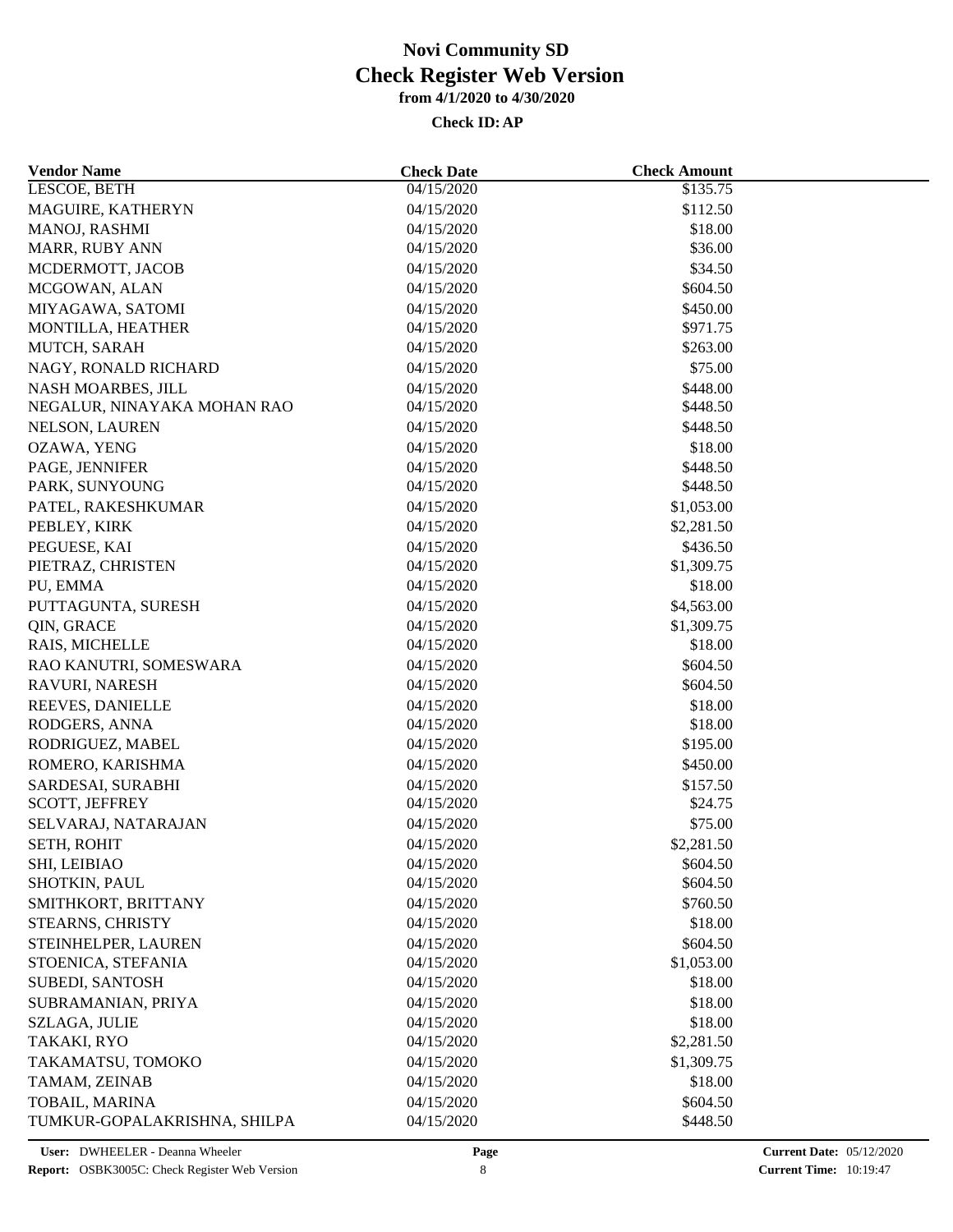# Novi Community SD
## Check Register Web Version
### from 4/1/2020 to 4/30/2020

**Check ID: AP**

| Vendor Name | Check Date | Check Amount |
|---|---|---|
| LESCOE, BETH | 04/15/2020 | $135.75 |
| MAGUIRE, KATHERYN | 04/15/2020 | $112.50 |
| MANOJ, RASHMI | 04/15/2020 | $18.00 |
| MARR, RUBY ANN | 04/15/2020 | $36.00 |
| MCDERMOTT, JACOB | 04/15/2020 | $34.50 |
| MCGOWAN, ALAN | 04/15/2020 | $604.50 |
| MIYAGAWA, SATOMI | 04/15/2020 | $450.00 |
| MONTILLA, HEATHER | 04/15/2020 | $971.75 |
| MUTCH, SARAH | 04/15/2020 | $263.00 |
| NAGY, RONALD RICHARD | 04/15/2020 | $75.00 |
| NASH MOARBES, JILL | 04/15/2020 | $448.00 |
| NEGALUR, NINAYAKA MOHAN RAO | 04/15/2020 | $448.50 |
| NELSON, LAUREN | 04/15/2020 | $448.50 |
| OZAWA, YENG | 04/15/2020 | $18.00 |
| PAGE, JENNIFER | 04/15/2020 | $448.50 |
| PARK, SUNYOUNG | 04/15/2020 | $448.50 |
| PATEL, RAKESHKUMAR | 04/15/2020 | $1,053.00 |
| PEBLEY, KIRK | 04/15/2020 | $2,281.50 |
| PEGUESE, KAI | 04/15/2020 | $436.50 |
| PIETRAZ, CHRISTEN | 04/15/2020 | $1,309.75 |
| PU, EMMA | 04/15/2020 | $18.00 |
| PUTTAGUNTA, SURESH | 04/15/2020 | $4,563.00 |
| QIN, GRACE | 04/15/2020 | $1,309.75 |
| RAIS, MICHELLE | 04/15/2020 | $18.00 |
| RAO KANUTRI, SOMESWARA | 04/15/2020 | $604.50 |
| RAVURI, NARESH | 04/15/2020 | $604.50 |
| REEVES, DANIELLE | 04/15/2020 | $18.00 |
| RODGERS, ANNA | 04/15/2020 | $18.00 |
| RODRIGUEZ, MABEL | 04/15/2020 | $195.00 |
| ROMERO, KARISHMA | 04/15/2020 | $450.00 |
| SARDESAI, SURABHI | 04/15/2020 | $157.50 |
| SCOTT, JEFFREY | 04/15/2020 | $24.75 |
| SELVARAJ, NATARAJAN | 04/15/2020 | $75.00 |
| SETH, ROHIT | 04/15/2020 | $2,281.50 |
| SHI, LEIBIAO | 04/15/2020 | $604.50 |
| SHOTKIN, PAUL | 04/15/2020 | $604.50 |
| SMITHKORT, BRITTANY | 04/15/2020 | $760.50 |
| STEARNS, CHRISTY | 04/15/2020 | $18.00 |
| STEINHELPER, LAUREN | 04/15/2020 | $604.50 |
| STOENICA, STEFANIA | 04/15/2020 | $1,053.00 |
| SUBEDI, SANTOSH | 04/15/2020 | $18.00 |
| SUBRAMANIAN, PRIYA | 04/15/2020 | $18.00 |
| SZLAGA, JULIE | 04/15/2020 | $18.00 |
| TAKAKI, RYO | 04/15/2020 | $2,281.50 |
| TAKAMATSU, TOMOKO | 04/15/2020 | $1,309.75 |
| TAMAM, ZEINAB | 04/15/2020 | $18.00 |
| TOBAIL, MARINA | 04/15/2020 | $604.50 |
| TUMKUR-GOPALAKRISHNA, SHILPA | 04/15/2020 | $448.50 |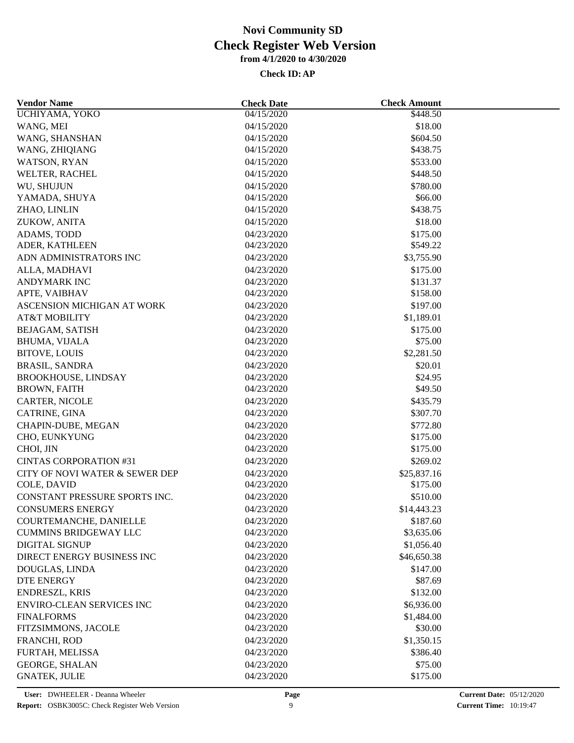# Novi Community SD
# Check Register Web Version
### from 4/1/2020 to 4/30/2020

**Check ID: AP**

| Vendor Name | Check Date | Check Amount |
|---|---|---|
| UCHIYAMA, YOKO | 04/15/2020 | $448.50 |
| WANG, MEI | 04/15/2020 | $18.00 |
| WANG, SHANSHAN | 04/15/2020 | $604.50 |
| WANG, ZHIQIANG | 04/15/2020 | $438.75 |
| WATSON, RYAN | 04/15/2020 | $533.00 |
| WELTER, RACHEL | 04/15/2020 | $448.50 |
| WU, SHUJUN | 04/15/2020 | $780.00 |
| YAMADA, SHUYA | 04/15/2020 | $66.00 |
| ZHAO, LINLIN | 04/15/2020 | $438.75 |
| ZUKOW, ANITA | 04/15/2020 | $18.00 |
| ADAMS, TODD | 04/23/2020 | $175.00 |
| ADER, KATHLEEN | 04/23/2020 | $549.22 |
| ADN ADMINISTRATORS INC | 04/23/2020 | $3,755.90 |
| ALLA, MADHAVI | 04/23/2020 | $175.00 |
| ANDYMARK INC | 04/23/2020 | $131.37 |
| APTE, VAIBHAV | 04/23/2020 | $158.00 |
| ASCENSION MICHIGAN AT WORK | 04/23/2020 | $197.00 |
| AT&T MOBILITY | 04/23/2020 | $1,189.01 |
| BEJAGAM, SATISH | 04/23/2020 | $175.00 |
| BHUMA, VIJALA | 04/23/2020 | $75.00 |
| BITOVE, LOUIS | 04/23/2020 | $2,281.50 |
| BRASIL, SANDRA | 04/23/2020 | $20.01 |
| BROOKHOUSE, LINDSAY | 04/23/2020 | $24.95 |
| BROWN, FAITH | 04/23/2020 | $49.50 |
| CARTER, NICOLE | 04/23/2020 | $435.79 |
| CATRINE, GINA | 04/23/2020 | $307.70 |
| CHAPIN-DUBE, MEGAN | 04/23/2020 | $772.80 |
| CHO, EUNKYUNG | 04/23/2020 | $175.00 |
| CHOI, JIN | 04/23/2020 | $175.00 |
| CINTAS CORPORATION #31 | 04/23/2020 | $269.02 |
| CITY OF NOVI WATER & SEWER DEP | 04/23/2020 | $25,837.16 |
| COLE, DAVID | 04/23/2020 | $175.00 |
| CONSTANT PRESSURE SPORTS INC. | 04/23/2020 | $510.00 |
| CONSUMERS ENERGY | 04/23/2020 | $14,443.23 |
| COURTEMANCHE, DANIELLE | 04/23/2020 | $187.60 |
| CUMMINS BRIDGEWAY LLC | 04/23/2020 | $3,635.06 |
| DIGITAL SIGNUP | 04/23/2020 | $1,056.40 |
| DIRECT ENERGY BUSINESS INC | 04/23/2020 | $46,650.38 |
| DOUGLAS, LINDA | 04/23/2020 | $147.00 |
| DTE ENERGY | 04/23/2020 | $87.69 |
| ENDRESZL, KRIS | 04/23/2020 | $132.00 |
| ENVIRO-CLEAN SERVICES INC | 04/23/2020 | $6,936.00 |
| FINALFORMS | 04/23/2020 | $1,484.00 |
| FITZSIMMONS, JACOLE | 04/23/2020 | $30.00 |
| FRANCHI, ROD | 04/23/2020 | $1,350.15 |
| FURTAH, MELISSA | 04/23/2020 | $386.40 |
| GEORGE, SHALAN | 04/23/2020 | $75.00 |
| GNATEK, JULIE | 04/23/2020 | $175.00 |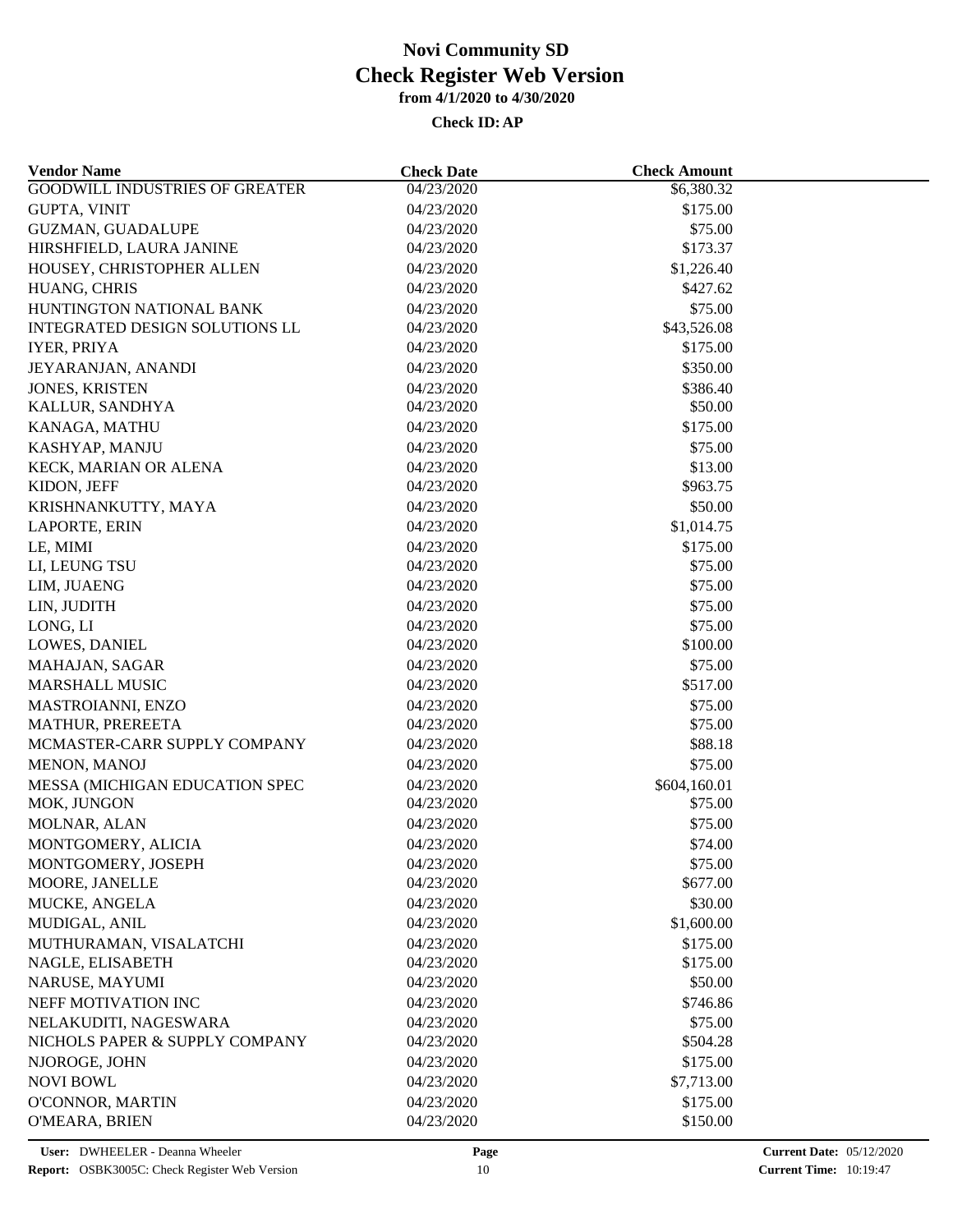# Novi Community SD
## Check Register Web Version
### from 4/1/2020 to 4/30/2020

**Check ID: AP**

| Vendor Name | Check Date | Check Amount |
|---|---|---|
| GOODWILL INDUSTRIES OF GREATER | 04/23/2020 | $6,380.32 |
| GUPTA, VINIT | 04/23/2020 | $175.00 |
| GUZMAN, GUADALUPE | 04/23/2020 | $75.00 |
| HIRSHFIELD, LAURA JANINE | 04/23/2020 | $173.37 |
| HOUSEY, CHRISTOPHER ALLEN | 04/23/2020 | $1,226.40 |
| HUANG, CHRIS | 04/23/2020 | $427.62 |
| HUNTINGTON NATIONAL BANK | 04/23/2020 | $75.00 |
| INTEGRATED DESIGN SOLUTIONS LL | 04/23/2020 | $43,526.08 |
| IYER, PRIYA | 04/23/2020 | $175.00 |
| JEYARANJAN, ANANDI | 04/23/2020 | $350.00 |
| JONES, KRISTEN | 04/23/2020 | $386.40 |
| KALLUR, SANDHYA | 04/23/2020 | $50.00 |
| KANAGA, MATHU | 04/23/2020 | $175.00 |
| KASHYAP, MANJU | 04/23/2020 | $75.00 |
| KECK, MARIAN OR ALENA | 04/23/2020 | $13.00 |
| KIDON, JEFF | 04/23/2020 | $963.75 |
| KRISHNANKUTTY, MAYA | 04/23/2020 | $50.00 |
| LAPORTE, ERIN | 04/23/2020 | $1,014.75 |
| LE, MIMI | 04/23/2020 | $175.00 |
| LI, LEUNG TSU | 04/23/2020 | $75.00 |
| LIM, JUAENG | 04/23/2020 | $75.00 |
| LIN, JUDITH | 04/23/2020 | $75.00 |
| LONG, LI | 04/23/2020 | $75.00 |
| LOWES, DANIEL | 04/23/2020 | $100.00 |
| MAHAJAN, SAGAR | 04/23/2020 | $75.00 |
| MARSHALL MUSIC | 04/23/2020 | $517.00 |
| MASTROIANNI, ENZO | 04/23/2020 | $75.00 |
| MATHUR, PREREETA | 04/23/2020 | $75.00 |
| MCMASTER-CARR SUPPLY COMPANY | 04/23/2020 | $88.18 |
| MENON, MANOJ | 04/23/2020 | $75.00 |
| MESSA (MICHIGAN EDUCATION SPEC | 04/23/2020 | $604,160.01 |
| MOK, JUNGON | 04/23/2020 | $75.00 |
| MOLNAR, ALAN | 04/23/2020 | $75.00 |
| MONTGOMERY, ALICIA | 04/23/2020 | $74.00 |
| MONTGOMERY, JOSEPH | 04/23/2020 | $75.00 |
| MOORE, JANELLE | 04/23/2020 | $677.00 |
| MUCKE, ANGELA | 04/23/2020 | $30.00 |
| MUDIGAL, ANIL | 04/23/2020 | $1,600.00 |
| MUTHURAMAN, VISALATCHI | 04/23/2020 | $175.00 |
| NAGLE, ELISABETH | 04/23/2020 | $175.00 |
| NARUSE, MAYUMI | 04/23/2020 | $50.00 |
| NEFF MOTIVATION INC | 04/23/2020 | $746.86 |
| NELAKUDITI, NAGESWARA | 04/23/2020 | $75.00 |
| NICHOLS PAPER & SUPPLY COMPANY | 04/23/2020 | $504.28 |
| NJOROGE, JOHN | 04/23/2020 | $175.00 |
| NOVI BOWL | 04/23/2020 | $7,713.00 |
| O'CONNOR, MARTIN | 04/23/2020 | $175.00 |
| O'MEARA, BRIEN | 04/23/2020 | $150.00 |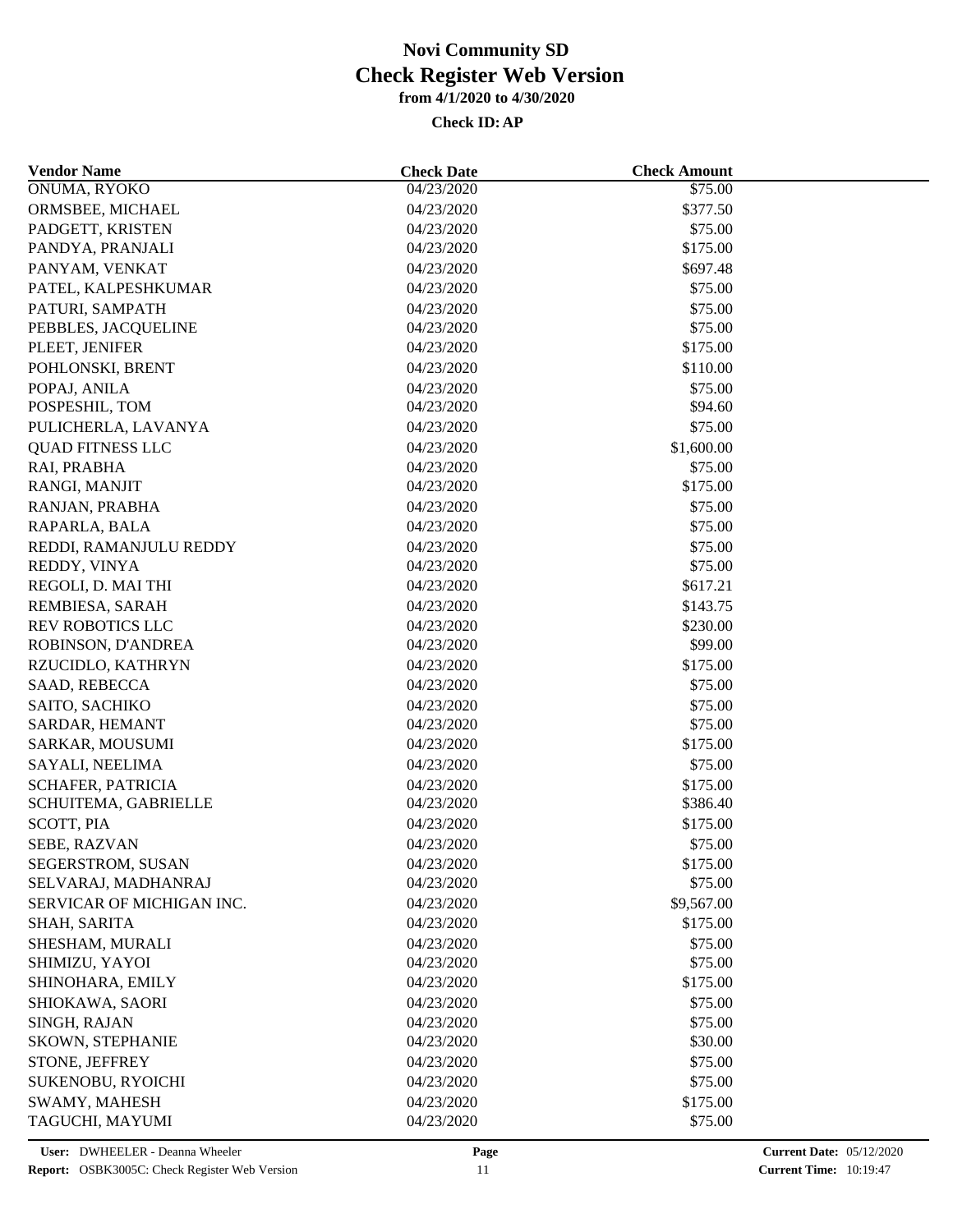# Novi Community SD
# Check Register Web Version
### from 4/1/2020 to 4/30/2020

**Check ID: AP**

| Vendor Name | Check Date | Check Amount |
|---|---|---|
| ONUMA, RYOKO | 04/23/2020 | $75.00 |
| ORMSBEE, MICHAEL | 04/23/2020 | $377.50 |
| PADGETT, KRISTEN | 04/23/2020 | $75.00 |
| PANDYA, PRANJALI | 04/23/2020 | $175.00 |
| PANYAM, VENKAT | 04/23/2020 | $697.48 |
| PATEL, KALPESHKUMAR | 04/23/2020 | $75.00 |
| PATURI, SAMPATH | 04/23/2020 | $75.00 |
| PEBBLES, JACQUELINE | 04/23/2020 | $75.00 |
| PLEET, JENIFER | 04/23/2020 | $175.00 |
| POHLONSKI, BRENT | 04/23/2020 | $110.00 |
| POPAJ, ANILA | 04/23/2020 | $75.00 |
| POSPESHIL, TOM | 04/23/2020 | $94.60 |
| PULICHERLA, LAVANYA | 04/23/2020 | $75.00 |
| QUAD FITNESS LLC | 04/23/2020 | $1,600.00 |
| RAI, PRABHA | 04/23/2020 | $75.00 |
| RANGI, MANJIT | 04/23/2020 | $175.00 |
| RANJAN, PRABHA | 04/23/2020 | $75.00 |
| RAPARLA, BALA | 04/23/2020 | $75.00 |
| REDDI, RAMANJULU REDDY | 04/23/2020 | $75.00 |
| REDDY, VINYA | 04/23/2020 | $75.00 |
| REGOLI, D. MAI THI | 04/23/2020 | $617.21 |
| REMBIESA, SARAH | 04/23/2020 | $143.75 |
| REV ROBOTICS LLC | 04/23/2020 | $230.00 |
| ROBINSON, D'ANDREA | 04/23/2020 | $99.00 |
| RZUCIDLO, KATHRYN | 04/23/2020 | $175.00 |
| SAAD, REBECCA | 04/23/2020 | $75.00 |
| SAITO, SACHIKO | 04/23/2020 | $75.00 |
| SARDAR, HEMANT | 04/23/2020 | $75.00 |
| SARKAR, MOUSUMI | 04/23/2020 | $175.00 |
| SAYALI, NEELIMA | 04/23/2020 | $75.00 |
| SCHAFER, PATRICIA | 04/23/2020 | $175.00 |
| SCHUITEMA, GABRIELLE | 04/23/2020 | $386.40 |
| SCOTT, PIA | 04/23/2020 | $175.00 |
| SEBE, RAZVAN | 04/23/2020 | $75.00 |
| SEGERSTROM, SUSAN | 04/23/2020 | $175.00 |
| SELVARAJ, MADHANRAJ | 04/23/2020 | $75.00 |
| SERVICAR OF MICHIGAN INC. | 04/23/2020 | $9,567.00 |
| SHAH, SARITA | 04/23/2020 | $175.00 |
| SHESHAM, MURALI | 04/23/2020 | $75.00 |
| SHIMIZU, YAYOI | 04/23/2020 | $75.00 |
| SHINOHARA, EMILY | 04/23/2020 | $175.00 |
| SHIOKAWA, SAORI | 04/23/2020 | $75.00 |
| SINGH, RAJAN | 04/23/2020 | $75.00 |
| SKOWN, STEPHANIE | 04/23/2020 | $30.00 |
| STONE, JEFFREY | 04/23/2020 | $75.00 |
| SUKENOBU, RYOICHI | 04/23/2020 | $75.00 |
| SWAMY, MAHESH | 04/23/2020 | $175.00 |
| TAGUCHI, MAYUMI | 04/23/2020 | $75.00 |

**User:** DWHEELER - Deanna Wheeler
**Report:** OSBK3005C: Check Register Web Version
**Current Date:** 05/12/2020
**Current Time:** 10:19:47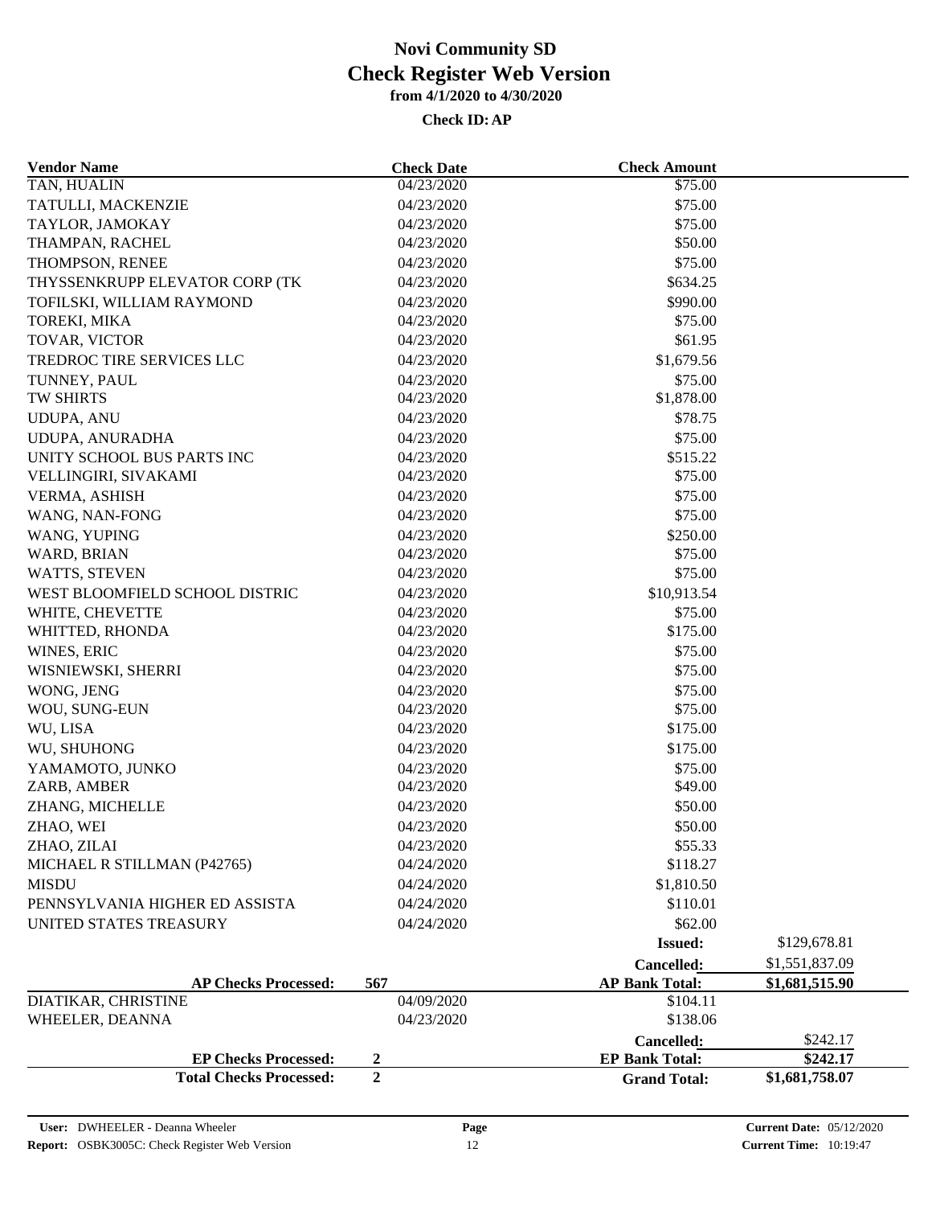# Novi Community SD

## Check Register Web Version

**from 4/1/2020 to 4/30/2020**

**Check ID: AP**

| Vendor Name | Check Date | Check Amount | |
|---|---|---|---|
| TAN, HUALIN | 04/23/2020 | $75.00 | |
| TATULLI, MACKENZIE | 04/23/2020 | $75.00 | |
| TAYLOR, JAMOKAY | 04/23/2020 | $75.00 | |
| THAMPAN, RACHEL | 04/23/2020 | $50.00 | |
| THOMPSON, RENEE | 04/23/2020 | $75.00 | |
| THYSSENKRUPP ELEVATOR CORP (TK | 04/23/2020 | $634.25 | |
| TOFILSKI, WILLIAM RAYMOND | 04/23/2020 | $990.00 | |
| TOREKI, MIKA | 04/23/2020 | $75.00 | |
| TOVAR, VICTOR | 04/23/2020 | $61.95 | |
| TREDROC TIRE SERVICES LLC | 04/23/2020 | $1,679.56 | |
| TUNNEY, PAUL | 04/23/2020 | $75.00 | |
| TW SHIRTS | 04/23/2020 | $1,878.00 | |
| UDUPA, ANU | 04/23/2020 | $78.75 | |
| UDUPA, ANURADHA | 04/23/2020 | $75.00 | |
| UNITY SCHOOL BUS PARTS INC | 04/23/2020 | $515.22 | |
| VELLINGIRI, SIVAKAMI | 04/23/2020 | $75.00 | |
| VERMA, ASHISH | 04/23/2020 | $75.00 | |
| WANG, NAN-FONG | 04/23/2020 | $75.00 | |
| WANG, YUPING | 04/23/2020 | $250.00 | |
| WARD, BRIAN | 04/23/2020 | $75.00 | |
| WATTS, STEVEN | 04/23/2020 | $75.00 | |
| WEST BLOOMFIELD SCHOOL DISTRIC | 04/23/2020 | $10,913.54 | |
| WHITE, CHEVETTE | 04/23/2020 | $75.00 | |
| WHITTED, RHONDA | 04/23/2020 | $175.00 | |
| WINES, ERIC | 04/23/2020 | $75.00 | |
| WISNIEWSKI, SHERRI | 04/23/2020 | $75.00 | |
| WONG, JENG | 04/23/2020 | $75.00 | |
| WOU, SUNG-EUN | 04/23/2020 | $75.00 | |
| WU, LISA | 04/23/2020 | $175.00 | |
| WU, SHUHONG | 04/23/2020 | $175.00 | |
| YAMAMOTO, JUNKO | 04/23/2020 | $75.00 | |
| ZARB, AMBER | 04/23/2020 | $49.00 | |
| ZHANG, MICHELLE | 04/23/2020 | $50.00 | |
| ZHAO, WEI | 04/23/2020 | $50.00 | |
| ZHAO, ZILAI | 04/23/2020 | $55.33 | |
| MICHAEL R STILLMAN (P42765) | 04/24/2020 | $118.27 | |
| MISDU | 04/24/2020 | $1,810.50 | |
| PENNSYLVANIA HIGHER ED ASSISTA | 04/24/2020 | $110.01 | |
| UNITED STATES TREASURY | 04/24/2020 | $62.00 | |
| | | **Issued:** | $129,678.81 |
| | | **Cancelled:** | $1,551,837.09 |
| **AP Checks Processed:** | 567 | **AP Bank Total:** | **$1,681,515.90** |
| DIATIKAR, CHRISTINE | 04/09/2020 | $104.11 | |
| WHEELER, DEANNA | 04/23/2020 | $138.06 | |
| | | **Cancelled:** | $242.17 |
| **EP Checks Processed:** | **2** | **EP Bank Total:** | **$242.17** |
| **Total Checks Processed:** | **2** | **Grand Total:** | **$1,681,758.07** |

**User:** DWHEELER - Deanna Wheeler
**Report:** OSBK3005C: Check Register Web Version
**Current Date:** 05/12/2020
**Current Time:** 10:19:47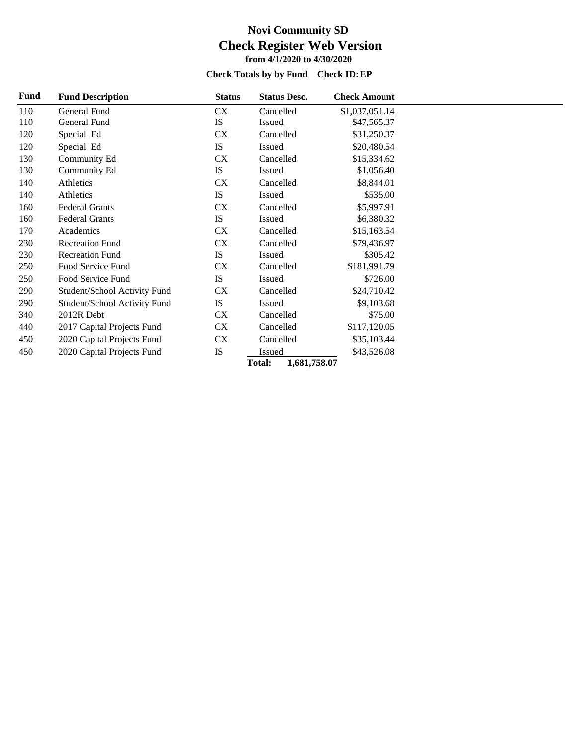# Novi Community SD

## Check Register Web Version

### from 4/1/2020 to 4/30/2020

**Check Totals by by Fund   Check ID: EP**

| Fund | Fund Description | Status | Status Desc. | Check Amount |
|---|---|---|---|---|
| 110 | General Fund | CX | Cancelled | $1,037,051.14 |
| 110 | General Fund | IS | Issued | $47,565.37 |
| 120 | Special Ed | CX | Cancelled | $31,250.37 |
| 120 | Special Ed | IS | Issued | $20,480.54 |
| 130 | Community Ed | CX | Cancelled | $15,334.62 |
| 130 | Community Ed | IS | Issued | $1,056.40 |
| 140 | Athletics | CX | Cancelled | $8,844.01 |
| 140 | Athletics | IS | Issued | $535.00 |
| 160 | Federal Grants | CX | Cancelled | $5,997.91 |
| 160 | Federal Grants | IS | Issued | $6,380.32 |
| 170 | Academics | CX | Cancelled | $15,163.54 |
| 230 | Recreation Fund | CX | Cancelled | $79,436.97 |
| 230 | Recreation Fund | IS | Issued | $305.42 |
| 250 | Food Service Fund | CX | Cancelled | $181,991.79 |
| 250 | Food Service Fund | IS | Issued | $726.00 |
| 290 | Student/School Activity Fund | CX | Cancelled | $24,710.42 |
| 290 | Student/School Activity Fund | IS | Issued | $9,103.68 |
| 340 | 2012R Debt | CX | Cancelled | $75.00 |
| 440 | 2017 Capital Projects Fund | CX | Cancelled | $117,120.05 |
| 450 | 2020 Capital Projects Fund | CX | Cancelled | $35,103.44 |
| 450 | 2020 Capital Projects Fund | IS | Issued | $43,526.08 |
| | | | **Total:** | **1,681,758.07** |